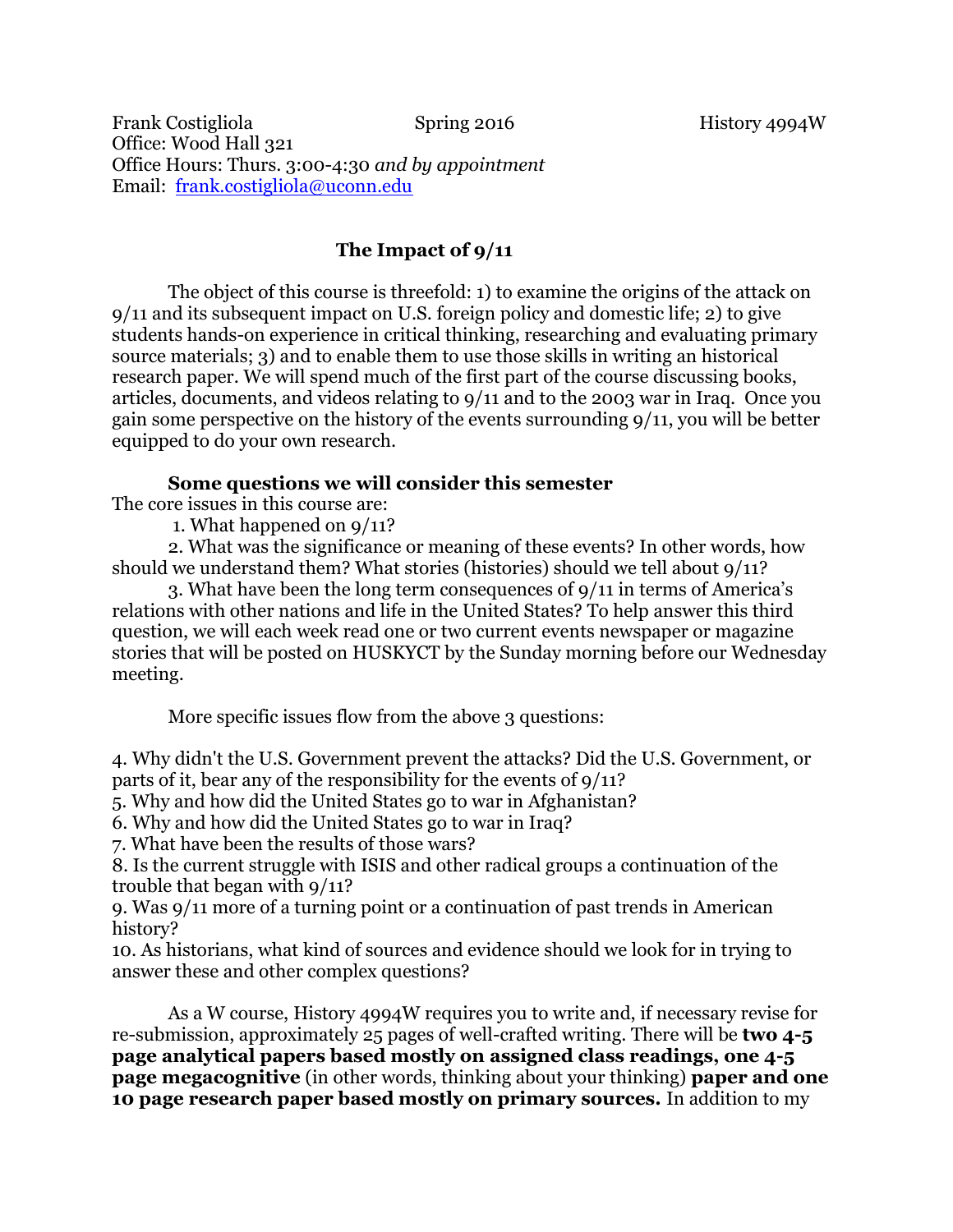Frank Costigliola Spring 2016 History 4994W
Office: Wood Hall 321
Office Hours: Thurs. 3:00-4:30 *and by appointment*
Email: frank.costigliola@uconn.edu

## The Impact of 9/11

The object of this course is threefold: 1) to examine the origins of the attack on 9/11 and its subsequent impact on U.S. foreign policy and domestic life; 2) to give students hands-on experience in critical thinking, researching and evaluating primary source materials; 3) and to enable them to use those skills in writing an historical research paper. We will spend much of the first part of the course discussing books, articles, documents, and videos relating to 9/11 and to the 2003 war in Iraq. Once you gain some perspective on the history of the events surrounding 9/11, you will be better equipped to do your own research.

### Some questions we will consider this semester

The core issues in this course are:

1. What happened on 9/11?
2. What was the significance or meaning of these events? In other words, how should we understand them? What stories (histories) should we tell about 9/11?
3. What have been the long term consequences of 9/11 in terms of America's relations with other nations and life in the United States? To help answer this third question, we will each week read one or two current events newspaper or magazine stories that will be posted on HUSKYCT by the Sunday morning before our Wednesday meeting.

More specific issues flow from the above 3 questions:

4. Why didn't the U.S. Government prevent the attacks? Did the U.S. Government, or parts of it, bear any of the responsibility for the events of 9/11?
5. Why and how did the United States go to war in Afghanistan?
6. Why and how did the United States go to war in Iraq?
7. What have been the results of those wars?
8. Is the current struggle with ISIS and other radical groups a continuation of the trouble that began with 9/11?
9. Was 9/11 more of a turning point or a continuation of past trends in American history?
10. As historians, what kind of sources and evidence should we look for in trying to answer these and other complex questions?

As a W course, History 4994W requires you to write and, if necessary revise for re-submission, approximately 25 pages of well-crafted writing. There will be **two 4-5 page analytical papers based mostly on assigned class readings, one 4-5 page megacognitive** (in other words, thinking about your thinking) **paper and one 10 page research paper based mostly on primary sources.** In addition to my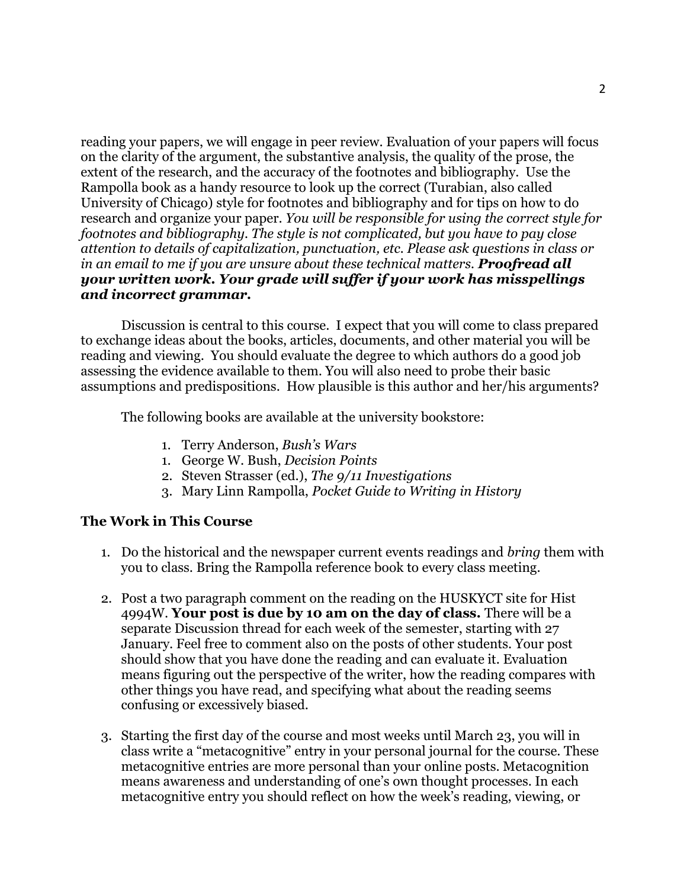reading your papers, we will engage in peer review. Evaluation of your papers will focus on the clarity of the argument, the substantive analysis, the quality of the prose, the extent of the research, and the accuracy of the footnotes and bibliography. Use the Rampolla book as a handy resource to look up the correct (Turabian, also called University of Chicago) style for footnotes and bibliography and for tips on how to do research and organize your paper. *You will be responsible for using the correct style for footnotes and bibliography. The style is not complicated, but you have to pay close attention to details of capitalization, punctuation, etc. Please ask questions in class or in an email to me if you are unsure about these technical matters.* ***Proofread all your written work. Your grade will suffer if your work has misspellings and incorrect grammar.***

Discussion is central to this course. I expect that you will come to class prepared to exchange ideas about the books, articles, documents, and other material you will be reading and viewing. You should evaluate the degree to which authors do a good job assessing the evidence available to them. You will also need to probe their basic assumptions and predispositions. How plausible is this author and her/his arguments?

The following books are available at the university bookstore:

1. Terry Anderson, *Bush's Wars*
1. George W. Bush, *Decision Points*
2. Steven Strasser (ed.), *The 9/11 Investigations*
3. Mary Linn Rampolla, *Pocket Guide to Writing in History*

## The Work in This Course

1. Do the historical and the newspaper current events readings and *bring* them with you to class. Bring the Rampolla reference book to every class meeting.

2. Post a two paragraph comment on the reading on the HUSKYCT site for Hist 4994W. **Your post is due by 10 am on the day of class.** There will be a separate Discussion thread for each week of the semester, starting with 27 January. Feel free to comment also on the posts of other students. Your post should show that you have done the reading and can evaluate it. Evaluation means figuring out the perspective of the writer, how the reading compares with other things you have read, and specifying what about the reading seems confusing or excessively biased.

3. Starting the first day of the course and most weeks until March 23, you will in class write a "metacognitive" entry in your personal journal for the course. These metacognitive entries are more personal than your online posts. Metacognition means awareness and understanding of one's own thought processes. In each metacognitive entry you should reflect on how the week's reading, viewing, or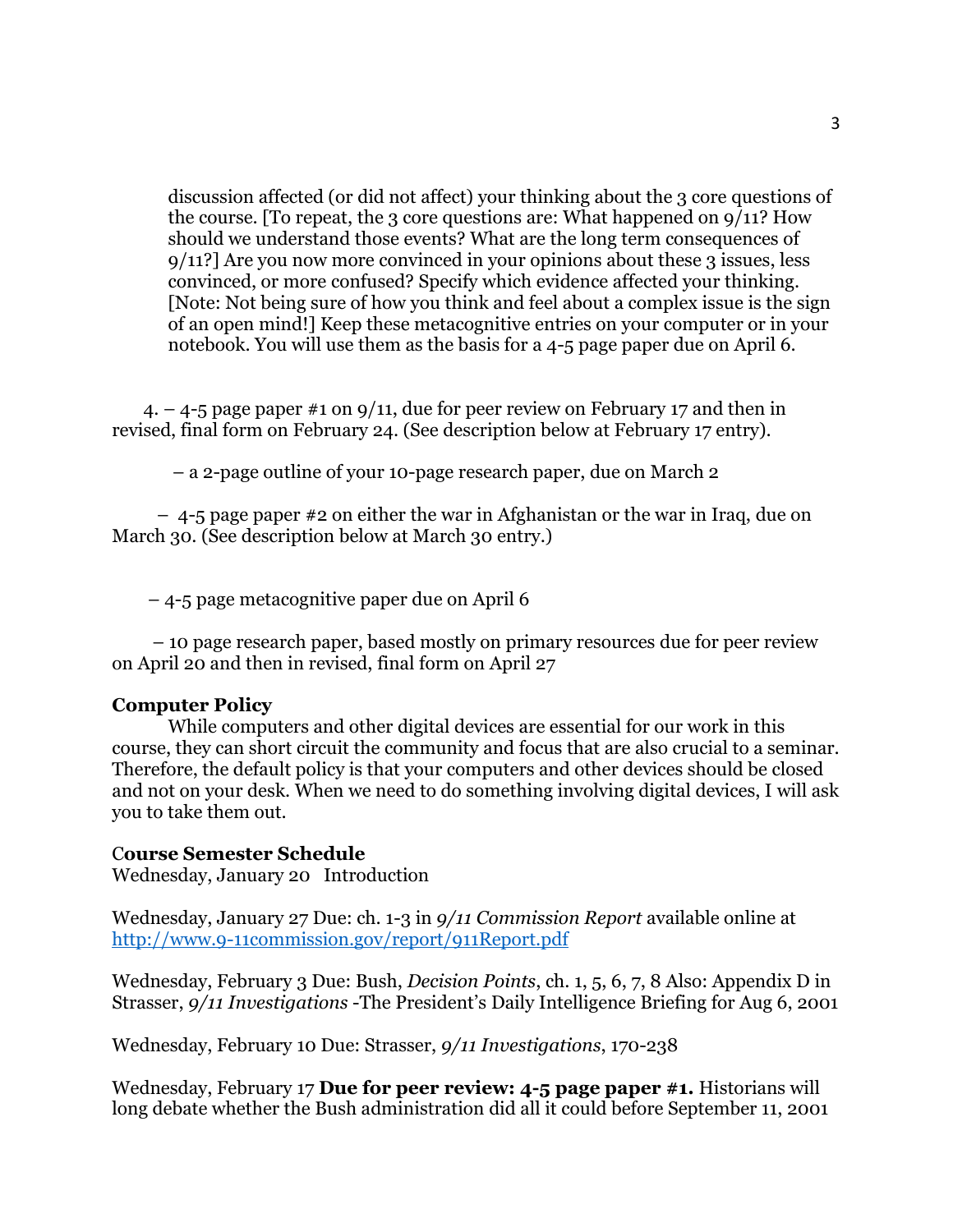discussion affected (or did not affect) your thinking about the 3 core questions of the course. [To repeat, the 3 core questions are: What happened on 9/11? How should we understand those events? What are the long term consequences of 9/11?] Are you now more convinced in your opinions about these 3 issues, less convinced, or more confused? Specify which evidence affected your thinking. [Note: Not being sure of how you think and feel about a complex issue is the sign of an open mind!] Keep these metacognitive entries on your computer or in your notebook. You will use them as the basis for a 4-5 page paper due on April 6.

4. – 4-5 page paper #1 on 9/11, due for peer review on February 17 and then in revised, final form on February 24. (See description below at February 17 entry).

– a 2-page outline of your 10-page research paper, due on March 2

– 4-5 page paper #2 on either the war in Afghanistan or the war in Iraq, due on March 30. (See description below at March 30 entry.)

– 4-5 page metacognitive paper due on April 6

– 10 page research paper, based mostly on primary resources due for peer review on April 20 and then in revised, final form on April 27

**Computer Policy**

While computers and other digital devices are essential for our work in this course, they can short circuit the community and focus that are also crucial to a seminar. Therefore, the default policy is that your computers and other devices should be closed and not on your desk. When we need to do something involving digital devices, I will ask you to take them out.

**Course Semester Schedule**

Wednesday, January 20 Introduction

Wednesday, January 27 Due: ch. 1-3 in *9/11 Commission Report* available online at [http://www.9-11commission.gov/report/911Report.pdf](http://www.9-11commission.gov/report/911Report.pdf)

Wednesday, February 3 Due: Bush, *Decision Points*, ch. 1, 5, 6, 7, 8 Also: Appendix D in Strasser, *9/11 Investigations* -The President's Daily Intelligence Briefing for Aug 6, 2001

Wednesday, February 10 Due: Strasser, *9/11 Investigations*, 170-238

Wednesday, February 17 **Due for peer review: 4-5 page paper #1.** Historians will long debate whether the Bush administration did all it could before September 11, 2001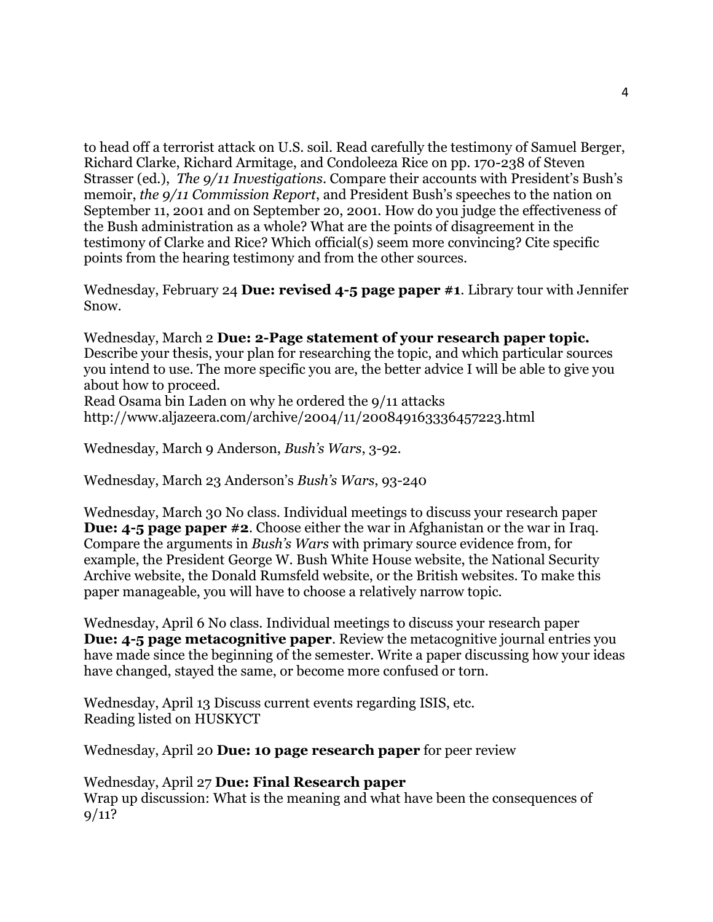to head off a terrorist attack on U.S. soil. Read carefully the testimony of Samuel Berger, Richard Clarke, Richard Armitage, and Condoleeza Rice on pp. 170-238 of Steven Strasser (ed.), *The 9/11 Investigations*. Compare their accounts with President's Bush's memoir, *the 9/11 Commission Report*, and President Bush's speeches to the nation on September 11, 2001 and on September 20, 2001. How do you judge the effectiveness of the Bush administration as a whole? What are the points of disagreement in the testimony of Clarke and Rice? Which official(s) seem more convincing? Cite specific points from the hearing testimony and from the other sources.

Wednesday, February 24 **Due: revised 4-5 page paper #1**. Library tour with Jennifer Snow.

Wednesday, March 2 **Due: 2-Page statement of your research paper topic.** Describe your thesis, your plan for researching the topic, and which particular sources you intend to use. The more specific you are, the better advice I will be able to give you about how to proceed.
Read Osama bin Laden on why he ordered the 9/11 attacks
http://www.aljazeera.com/archive/2004/11/200849163336457223.html

Wednesday, March 9 Anderson, *Bush's Wars*, 3-92.

Wednesday, March 23 Anderson's *Bush's Wars*, 93-240

Wednesday, March 30 No class. Individual meetings to discuss your research paper
**Due: 4-5 page paper #2**. Choose either the war in Afghanistan or the war in Iraq. Compare the arguments in *Bush's Wars* with primary source evidence from, for example, the President George W. Bush White House website, the National Security Archive website, the Donald Rumsfeld website, or the British websites. To make this paper manageable, you will have to choose a relatively narrow topic.

Wednesday, April 6 No class. Individual meetings to discuss your research paper
**Due: 4-5 page metacognitive paper**. Review the metacognitive journal entries you have made since the beginning of the semester. Write a paper discussing how your ideas have changed, stayed the same, or become more confused or torn.

Wednesday, April 13 Discuss current events regarding ISIS, etc.
Reading listed on HUSKYCT

Wednesday, April 20 **Due: 10 page research paper** for peer review

Wednesday, April 27 **Due: Final Research paper**
Wrap up discussion: What is the meaning and what have been the consequences of 9/11?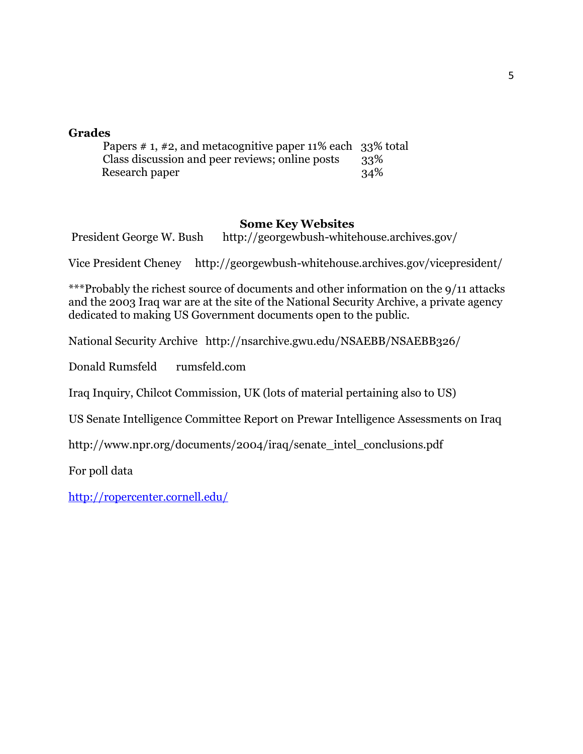**Grades**

| | | |
|---|---|---|
| Papers # 1, #2, and metacognitive paper 11% each | 33% total |
| Class discussion and peer reviews; online posts | 33% |
| Research paper | 34% |

**Some Key Websites**

President George W. Bush http://georgewbush-whitehouse.archives.gov/

Vice President Cheney http://georgewbush-whitehouse.archives.gov/vicepresident/

***Probably the richest source of documents and other information on the 9/11 attacks and the 2003 Iraq war are at the site of the National Security Archive, a private agency dedicated to making US Government documents open to the public.

National Security Archive http://nsarchive.gwu.edu/NSAEBB/NSAEBB326/

Donald Rumsfeld rumsfeld.com

Iraq Inquiry, Chilcot Commission, UK (lots of material pertaining also to US)

US Senate Intelligence Committee Report on Prewar Intelligence Assessments on Iraq

http://www.npr.org/documents/2004/iraq/senate_intel_conclusions.pdf

For poll data

http://ropercenter.cornell.edu/